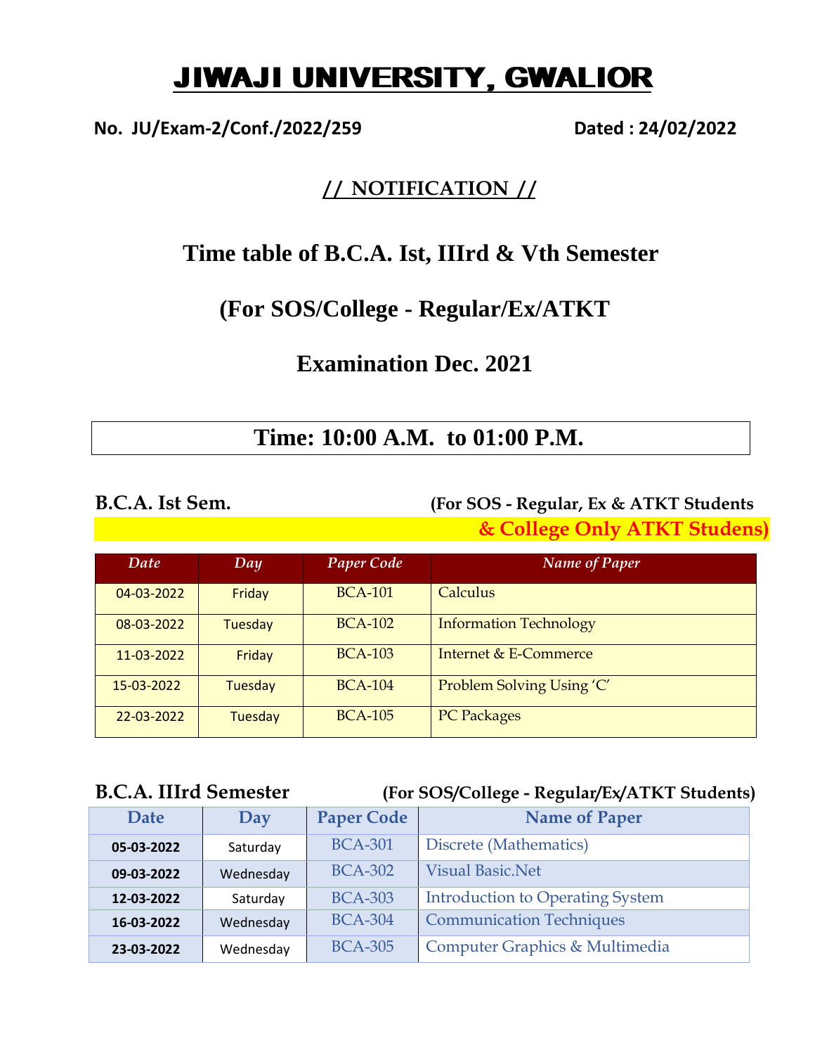# JIWAJI UNIVERSITY, GWALIOR

**No. JU/Exam-2/Conf./2022/259** **Dated : 24/02/2022**

## // NOTIFICATION //

## Time table of B.C.A. Ist, IIIrd & Vth Semester

## (For SOS/College - Regular/Ex/ATKT

## Examination Dec. 2021

**Time: 10:00 A.M. to 01:00 P.M.**

**B.C.A. Ist Sem.** **(For SOS - Regular, Ex & ATKT Students & College Only ATKT Studens)**

| Date | Day | Paper Code | Name of Paper |
|---|---|---|---|
| 04-03-2022 | Friday | BCA-101 | Calculus |
| 08-03-2022 | Tuesday | BCA-102 | Information Technology |
| 11-03-2022 | Friday | BCA-103 | Internet & E-Commerce |
| 15-03-2022 | Tuesday | BCA-104 | Problem Solving Using 'C' |
| 22-03-2022 | Tuesday | BCA-105 | PC Packages |

**B.C.A. IIIrd Semester** **(For SOS/College - Regular/Ex/ATKT Students)**

| Date | Day | Paper Code | Name of Paper |
|---|---|---|---|
| 05-03-2022 | Saturday | BCA-301 | Discrete (Mathematics) |
| 09-03-2022 | Wednesday | BCA-302 | Visual Basic.Net |
| 12-03-2022 | Saturday | BCA-303 | Introduction to Operating System |
| 16-03-2022 | Wednesday | BCA-304 | Communication Techniques |
| 23-03-2022 | Wednesday | BCA-305 | Computer Graphics & Multimedia |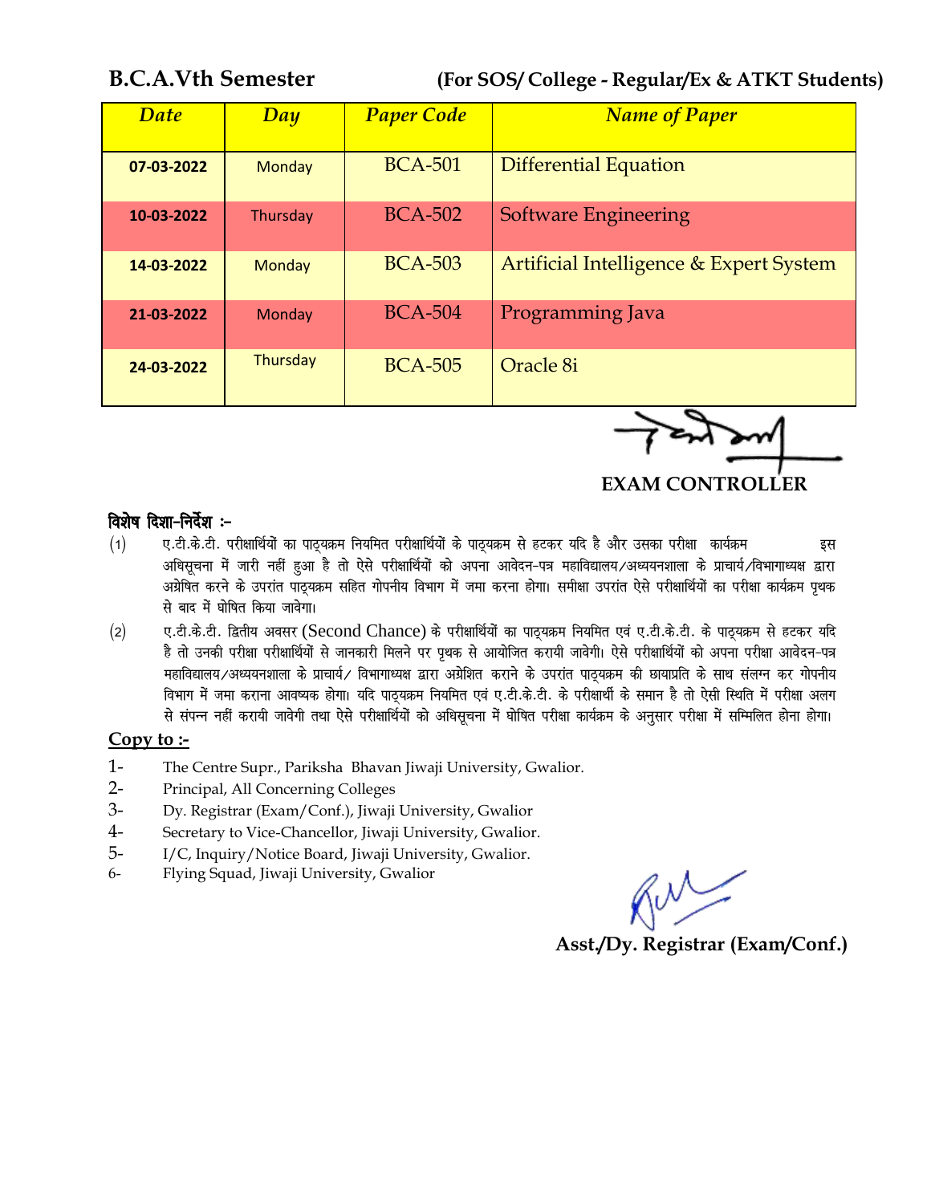**B.C.A.Vth Semester** **(For SOS/ College - Regular/Ex & ATKT Students)**

| *Date* | *Day* | *Paper Code* | *Name of Paper* |
|---|---|---|---|
| **07-03-2022** | Monday | BCA-501 | Differential Equation |
| **10-03-2022** | Thursday | BCA-502 | Software Engineering |
| **14-03-2022** | Monday | BCA-503 | Artificial Intelligence & Expert System |
| **21-03-2022** | Monday | BCA-504 | Programming Java |
| **24-03-2022** | Thursday | BCA-505 | Oracle 8i |

**EXAM CONTROLLER**

**विशेष दिशा-निर्देश :-**

(1) ए.टी.के.टी. परीक्षार्थियों का पाठ्यक्रम नियमित परीक्षार्थियों के पाठ्यक्रम से हटकर यदि है और उसका परीक्षा कार्यक्रम इस अधिसूचना में जारी नहीं हुआ है तो ऐसे परीक्षार्थियों को अपना आवेदन-पत्र महाविद्यालय/अध्ययनशाला के प्राचार्य/विभागाध्यक्ष द्वारा अग्रेषित करने के उपरांत पाठ्यक्रम सहित गोपनीय विभाग में जमा करना होगा। समीक्षा उपरांत ऐसे परीक्षार्थियों का परीक्षा कार्यक्रम पृथक से बाद में घोषित किया जावेगा।

(2) ए.टी.के.टी. द्वितीय अवसर (Second Chance) के परीक्षार्थियों का पाठ्यक्रम नियमित एवं ए.टी.के.टी. के पाठ्यक्रम से हटकर यदि है तो उनकी परीक्षा परीक्षार्थियों से जानकारी मिलने पर पृथक से आयोजित करायी जावेगी। ऐसे परीक्षार्थियों को अपना परीक्षा आवेदन-पत्र महाविद्यालय/अध्ययनशाला के प्राचार्य/ विभागाध्यक्ष द्वारा अग्रेशित कराने के उपरांत पाठ्यक्रम की छायाप्रति के साथ संलग्न कर गोपनीय विभाग में जमा कराना आवष्यक होगा। यदि पाठ्यक्रम नियमित एवं ए.टी.के.टी. के परीक्षार्थी के समान है तो ऐसी स्थिति में परीक्षा अलग से संपन्न नहीं करायी जावेगी तथा ऐसे परीक्षार्थियों को अधिसूचना में घोषित परीक्षा कार्यक्रम के अनुसार परीक्षा में सम्मिलित होना होगा।

**Copy to :-**

1- The Centre Supr., Pariksha Bhavan Jiwaji University, Gwalior.
2- Principal, All Concerning Colleges
3- Dy. Registrar (Exam/Conf.), Jiwaji University, Gwalior
4- Secretary to Vice-Chancellor, Jiwaji University, Gwalior.
5- I/C, Inquiry/Notice Board, Jiwaji University, Gwalior.
6- Flying Squad, Jiwaji University, Gwalior

**Asst./Dy. Registrar (Exam/Conf.)**